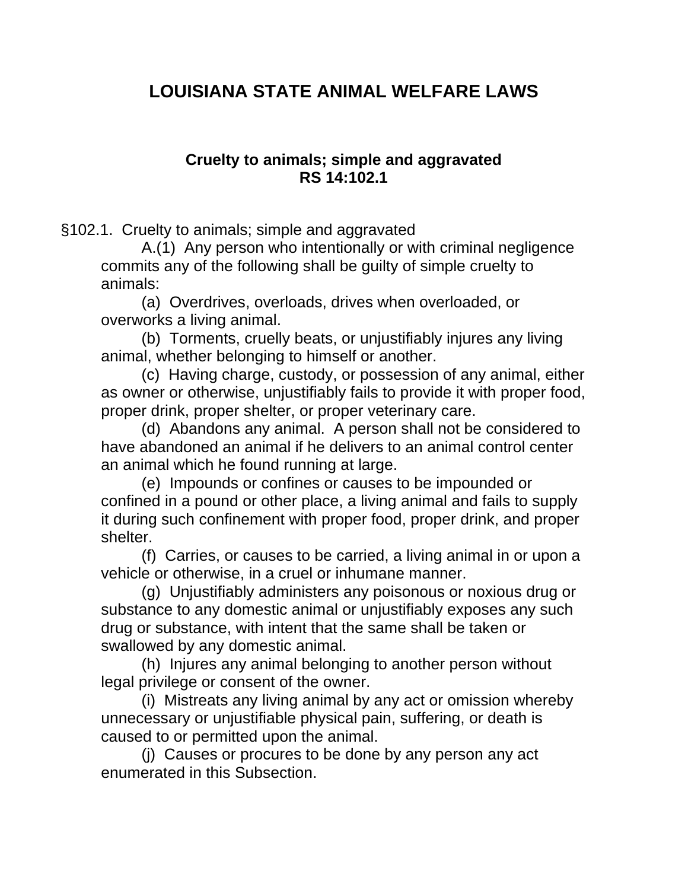# LOUISIANA STATE ANIMAL WELFARE LAWS

## Cruelty to animals; simple and aggravated
## RS 14:102.1

§102.1. Cruelty to animals; simple and aggravated

A.(1) Any person who intentionally or with criminal negligence commits any of the following shall be guilty of simple cruelty to animals:

(a) Overdrives, overloads, drives when overloaded, or overworks a living animal.

(b) Torments, cruelly beats, or unjustifiably injures any living animal, whether belonging to himself or another.

(c) Having charge, custody, or possession of any animal, either as owner or otherwise, unjustifiably fails to provide it with proper food, proper drink, proper shelter, or proper veterinary care.

(d) Abandons any animal. A person shall not be considered to have abandoned an animal if he delivers to an animal control center an animal which he found running at large.

(e) Impounds or confines or causes to be impounded or confined in a pound or other place, a living animal and fails to supply it during such confinement with proper food, proper drink, and proper shelter.

(f) Carries, or causes to be carried, a living animal in or upon a vehicle or otherwise, in a cruel or inhumane manner.

(g) Unjustifiably administers any poisonous or noxious drug or substance to any domestic animal or unjustifiably exposes any such drug or substance, with intent that the same shall be taken or swallowed by any domestic animal.

(h) Injures any animal belonging to another person without legal privilege or consent of the owner.

(i) Mistreats any living animal by any act or omission whereby unnecessary or unjustifiable physical pain, suffering, or death is caused to or permitted upon the animal.

(j) Causes or procures to be done by any person any act enumerated in this Subsection.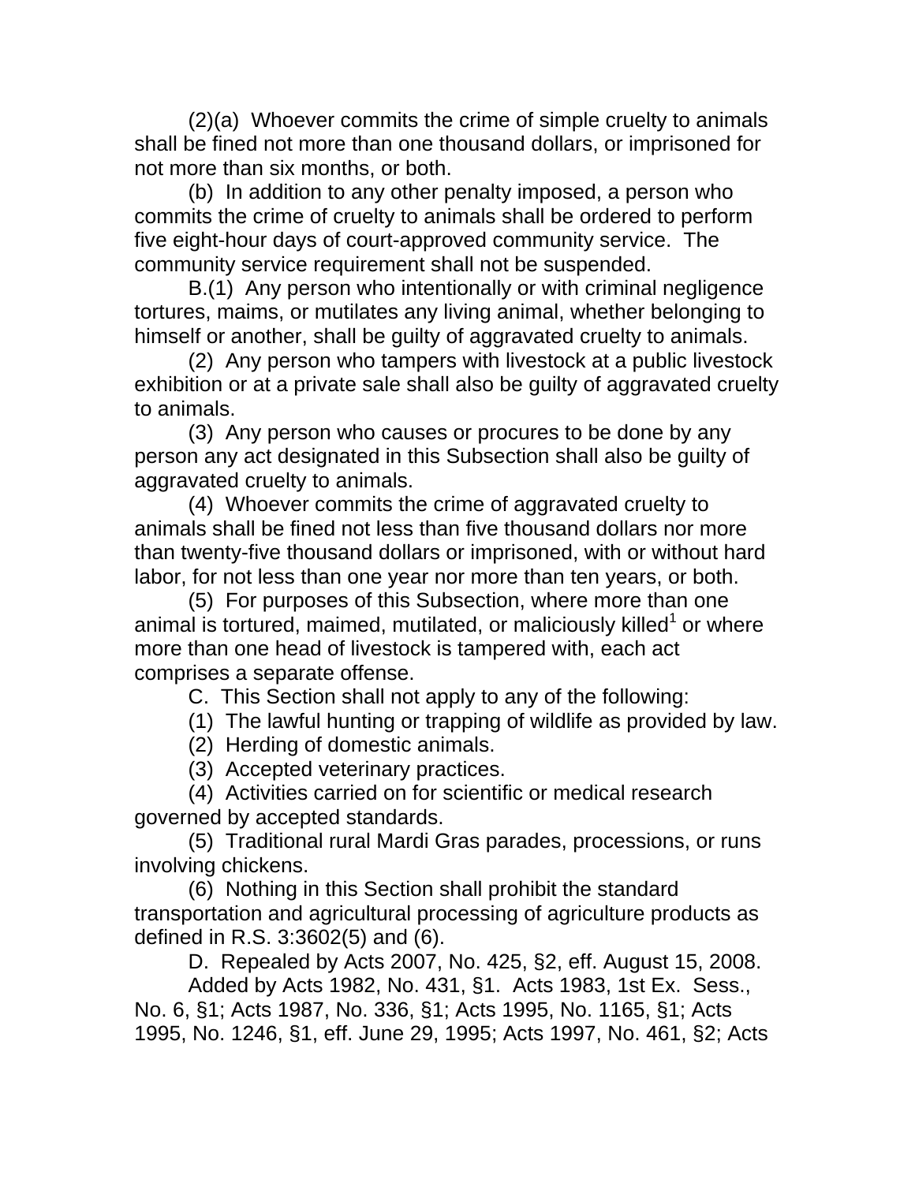(2)(a) Whoever commits the crime of simple cruelty to animals shall be fined not more than one thousand dollars, or imprisoned for not more than six months, or both.

(b) In addition to any other penalty imposed, a person who commits the crime of cruelty to animals shall be ordered to perform five eight-hour days of court-approved community service. The community service requirement shall not be suspended.

B.(1) Any person who intentionally or with criminal negligence tortures, maims, or mutilates any living animal, whether belonging to himself or another, shall be guilty of aggravated cruelty to animals.

(2) Any person who tampers with livestock at a public livestock exhibition or at a private sale shall also be guilty of aggravated cruelty to animals.

(3) Any person who causes or procures to be done by any person any act designated in this Subsection shall also be guilty of aggravated cruelty to animals.

(4) Whoever commits the crime of aggravated cruelty to animals shall be fined not less than five thousand dollars nor more than twenty-five thousand dollars or imprisoned, with or without hard labor, for not less than one year nor more than ten years, or both.

(5) For purposes of this Subsection, where more than one animal is tortured, maimed, mutilated, or maliciously killed[1] or where more than one head of livestock is tampered with, each act comprises a separate offense.

C. This Section shall not apply to any of the following:

(1) The lawful hunting or trapping of wildlife as provided by law.

(2) Herding of domestic animals.

(3) Accepted veterinary practices.

(4) Activities carried on for scientific or medical research governed by accepted standards.

(5) Traditional rural Mardi Gras parades, processions, or runs involving chickens.

(6) Nothing in this Section shall prohibit the standard transportation and agricultural processing of agriculture products as defined in R.S. 3:3602(5) and (6).

D. Repealed by Acts 2007, No. 425, §2, eff. August 15, 2008.

Added by Acts 1982, No. 431, §1. Acts 1983, 1st Ex. Sess., No. 6, §1; Acts 1987, No. 336, §1; Acts 1995, No. 1165, §1; Acts 1995, No. 1246, §1, eff. June 29, 1995; Acts 1997, No. 461, §2; Acts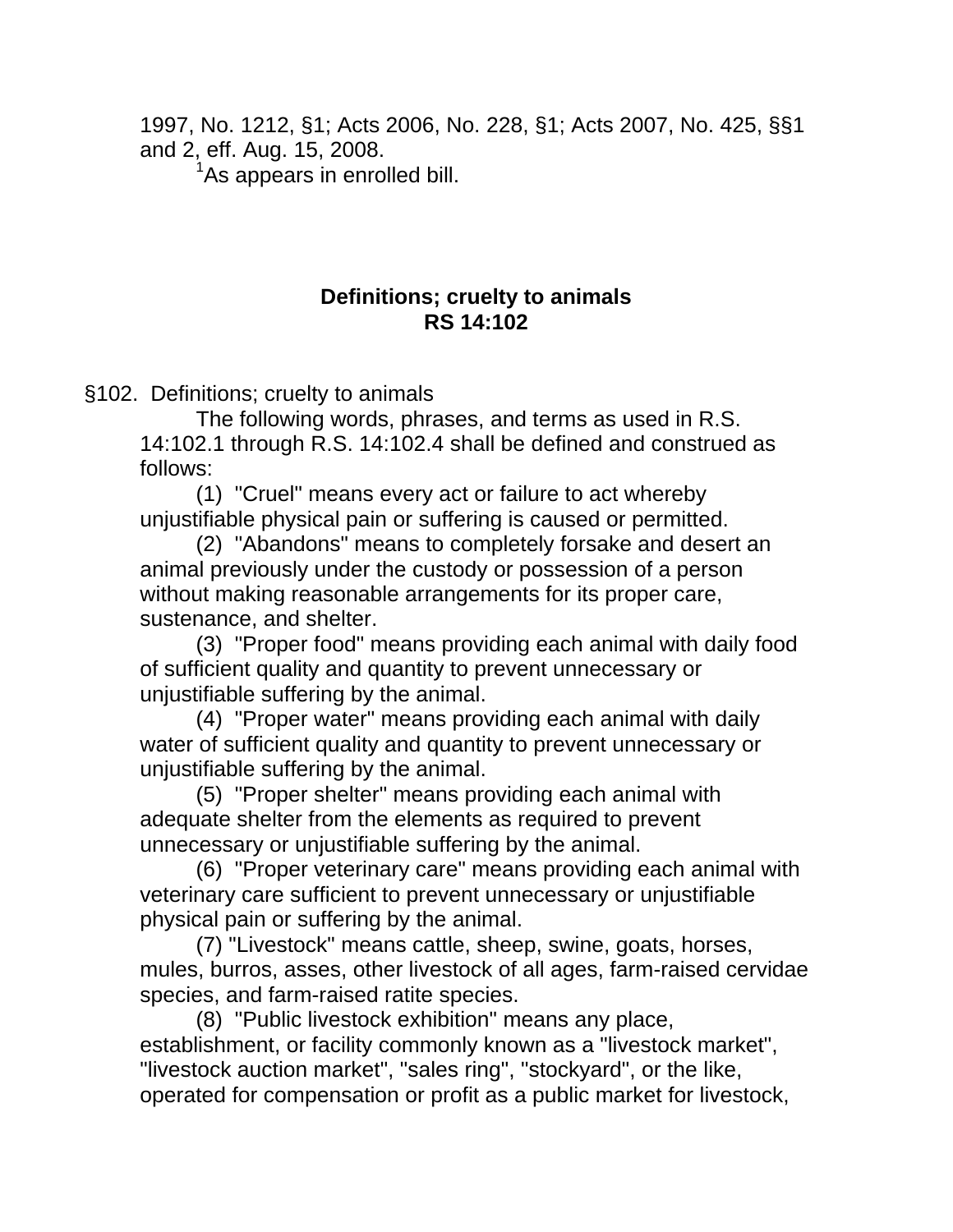1997, No. 1212, §1; Acts 2006, No. 228, §1; Acts 2007, No. 425, §§1 and 2, eff. Aug. 15, 2008.

[1]As appears in enrolled bill.

## Definitions; cruelty to animals
## RS 14:102

§102. Definitions; cruelty to animals

The following words, phrases, and terms as used in R.S. 14:102.1 through R.S. 14:102.4 shall be defined and construed as follows:

(1) "Cruel" means every act or failure to act whereby unjustifiable physical pain or suffering is caused or permitted.

(2) "Abandons" means to completely forsake and desert an animal previously under the custody or possession of a person without making reasonable arrangements for its proper care, sustenance, and shelter.

(3) "Proper food" means providing each animal with daily food of sufficient quality and quantity to prevent unnecessary or unjustifiable suffering by the animal.

(4) "Proper water" means providing each animal with daily water of sufficient quality and quantity to prevent unnecessary or unjustifiable suffering by the animal.

(5) "Proper shelter" means providing each animal with adequate shelter from the elements as required to prevent unnecessary or unjustifiable suffering by the animal.

(6) "Proper veterinary care" means providing each animal with veterinary care sufficient to prevent unnecessary or unjustifiable physical pain or suffering by the animal.

(7) "Livestock" means cattle, sheep, swine, goats, horses, mules, burros, asses, other livestock of all ages, farm-raised cervidae species, and farm-raised ratite species.

(8) "Public livestock exhibition" means any place, establishment, or facility commonly known as a "livestock market", "livestock auction market", "sales ring", "stockyard", or the like, operated for compensation or profit as a public market for livestock,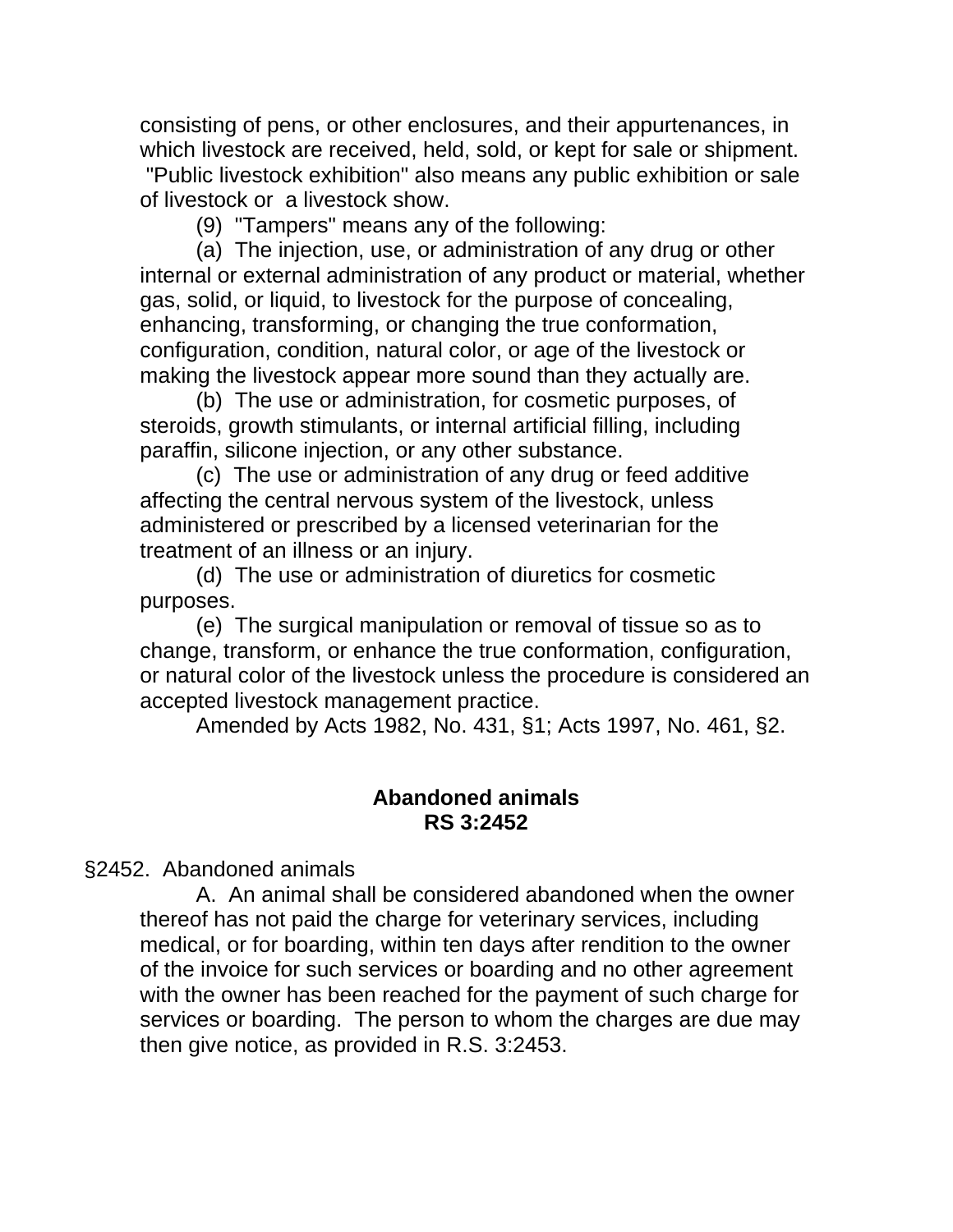consisting of pens, or other enclosures, and their appurtenances, in which livestock are received, held, sold, or kept for sale or shipment. "Public livestock exhibition" also means any public exhibition or sale of livestock or a livestock show.

(9) "Tampers" means any of the following:

(a) The injection, use, or administration of any drug or other internal or external administration of any product or material, whether gas, solid, or liquid, to livestock for the purpose of concealing, enhancing, transforming, or changing the true conformation, configuration, condition, natural color, or age of the livestock or making the livestock appear more sound than they actually are.

(b) The use or administration, for cosmetic purposes, of steroids, growth stimulants, or internal artificial filling, including paraffin, silicone injection, or any other substance.

(c) The use or administration of any drug or feed additive affecting the central nervous system of the livestock, unless administered or prescribed by a licensed veterinarian for the treatment of an illness or an injury.

(d) The use or administration of diuretics for cosmetic purposes.

(e) The surgical manipulation or removal of tissue so as to change, transform, or enhance the true conformation, configuration, or natural color of the livestock unless the procedure is considered an accepted livestock management practice.

Amended by Acts 1982, No. 431, §1; Acts 1997, No. 461, §2.

**Abandoned animals**
**RS 3:2452**

§2452. Abandoned animals

A. An animal shall be considered abandoned when the owner thereof has not paid the charge for veterinary services, including medical, or for boarding, within ten days after rendition to the owner of the invoice for such services or boarding and no other agreement with the owner has been reached for the payment of such charge for services or boarding. The person to whom the charges are due may then give notice, as provided in R.S. 3:2453.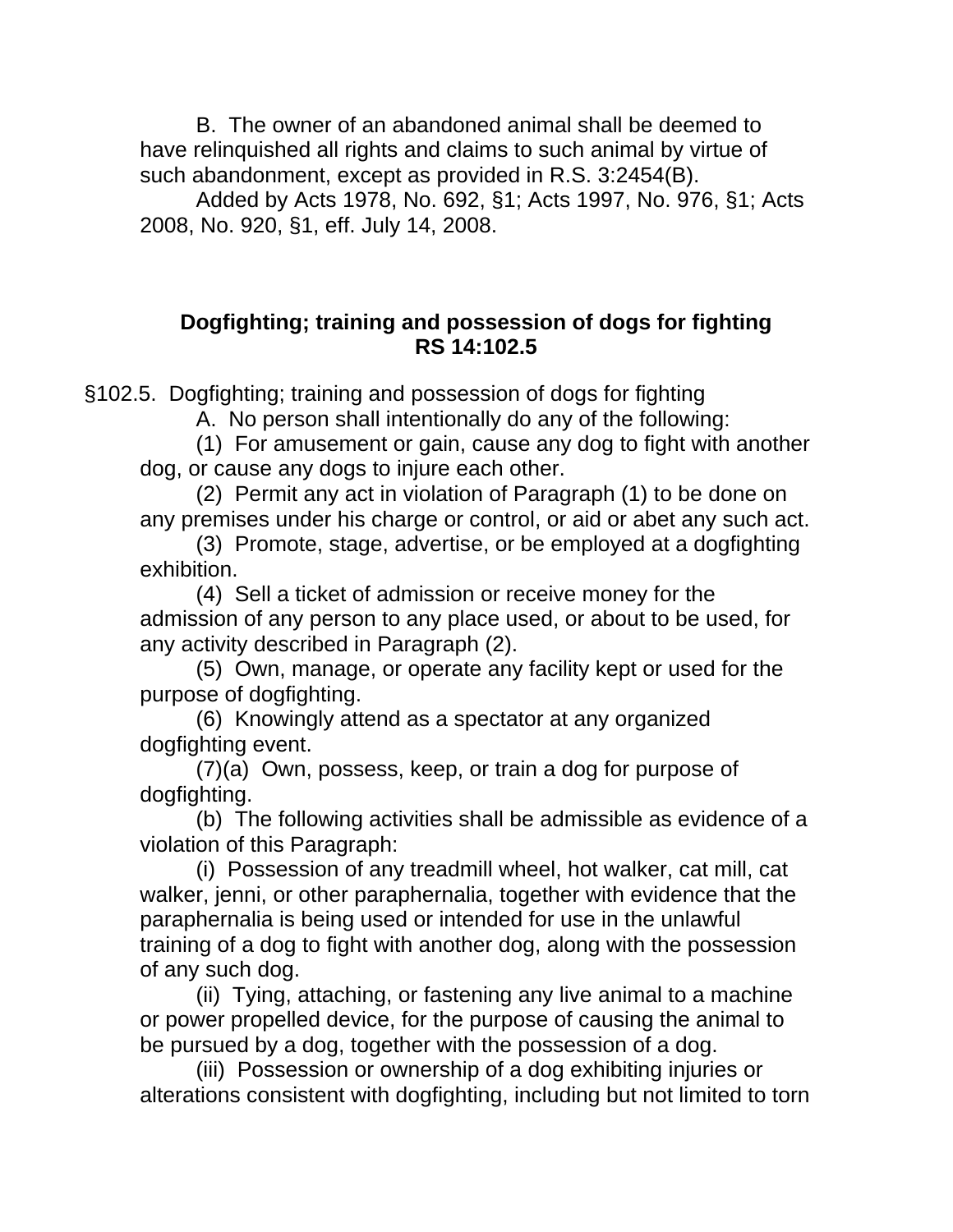B. The owner of an abandoned animal shall be deemed to have relinquished all rights and claims to such animal by virtue of such abandonment, except as provided in R.S. 3:2454(B).

Added by Acts 1978, No. 692, §1; Acts 1997, No. 976, §1; Acts 2008, No. 920, §1, eff. July 14, 2008.

## Dogfighting; training and possession of dogs for fighting
## RS 14:102.5

§102.5. Dogfighting; training and possession of dogs for fighting

A. No person shall intentionally do any of the following:

(1) For amusement or gain, cause any dog to fight with another dog, or cause any dogs to injure each other.

(2) Permit any act in violation of Paragraph (1) to be done on any premises under his charge or control, or aid or abet any such act.

(3) Promote, stage, advertise, or be employed at a dogfighting exhibition.

(4) Sell a ticket of admission or receive money for the admission of any person to any place used, or about to be used, for any activity described in Paragraph (2).

(5) Own, manage, or operate any facility kept or used for the purpose of dogfighting.

(6) Knowingly attend as a spectator at any organized dogfighting event.

(7)(a) Own, possess, keep, or train a dog for purpose of dogfighting.

(b) The following activities shall be admissible as evidence of a violation of this Paragraph:

(i) Possession of any treadmill wheel, hot walker, cat mill, cat walker, jenni, or other paraphernalia, together with evidence that the paraphernalia is being used or intended for use in the unlawful training of a dog to fight with another dog, along with the possession of any such dog.

(ii) Tying, attaching, or fastening any live animal to a machine or power propelled device, for the purpose of causing the animal to be pursued by a dog, together with the possession of a dog.

(iii) Possession or ownership of a dog exhibiting injuries or alterations consistent with dogfighting, including but not limited to torn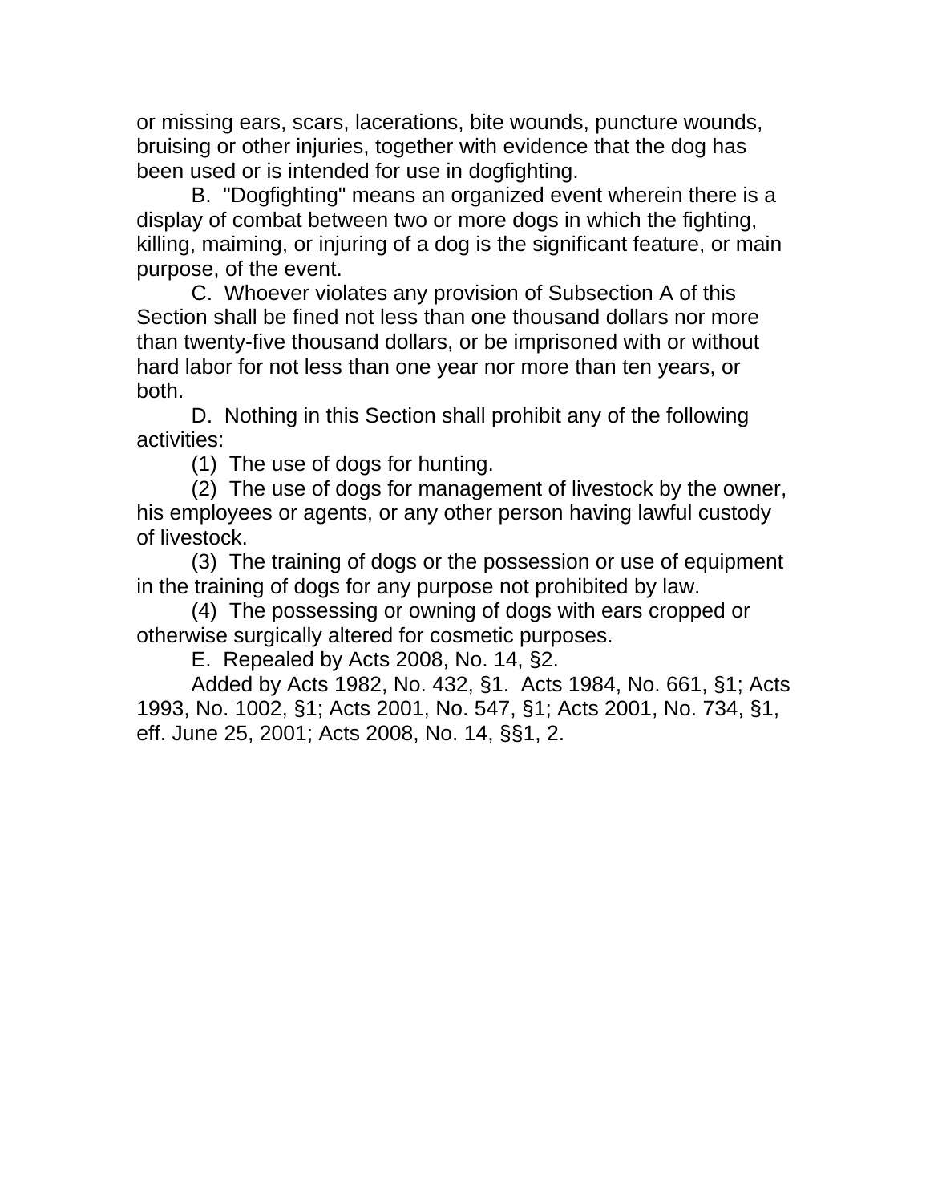or missing ears, scars, lacerations, bite wounds, puncture wounds, bruising or other injuries, together with evidence that the dog has been used or is intended for use in dogfighting.

B. "Dogfighting" means an organized event wherein there is a display of combat between two or more dogs in which the fighting, killing, maiming, or injuring of a dog is the significant feature, or main purpose, of the event.

C. Whoever violates any provision of Subsection A of this Section shall be fined not less than one thousand dollars nor more than twenty-five thousand dollars, or be imprisoned with or without hard labor for not less than one year nor more than ten years, or both.

D. Nothing in this Section shall prohibit any of the following activities:

(1) The use of dogs for hunting.

(2) The use of dogs for management of livestock by the owner, his employees or agents, or any other person having lawful custody of livestock.

(3) The training of dogs or the possession or use of equipment in the training of dogs for any purpose not prohibited by law.

(4) The possessing or owning of dogs with ears cropped or otherwise surgically altered for cosmetic purposes.

E. Repealed by Acts 2008, No. 14, §2.

Added by Acts 1982, No. 432, §1. Acts 1984, No. 661, §1; Acts 1993, No. 1002, §1; Acts 2001, No. 547, §1; Acts 2001, No. 734, §1, eff. June 25, 2001; Acts 2008, No. 14, §§1, 2.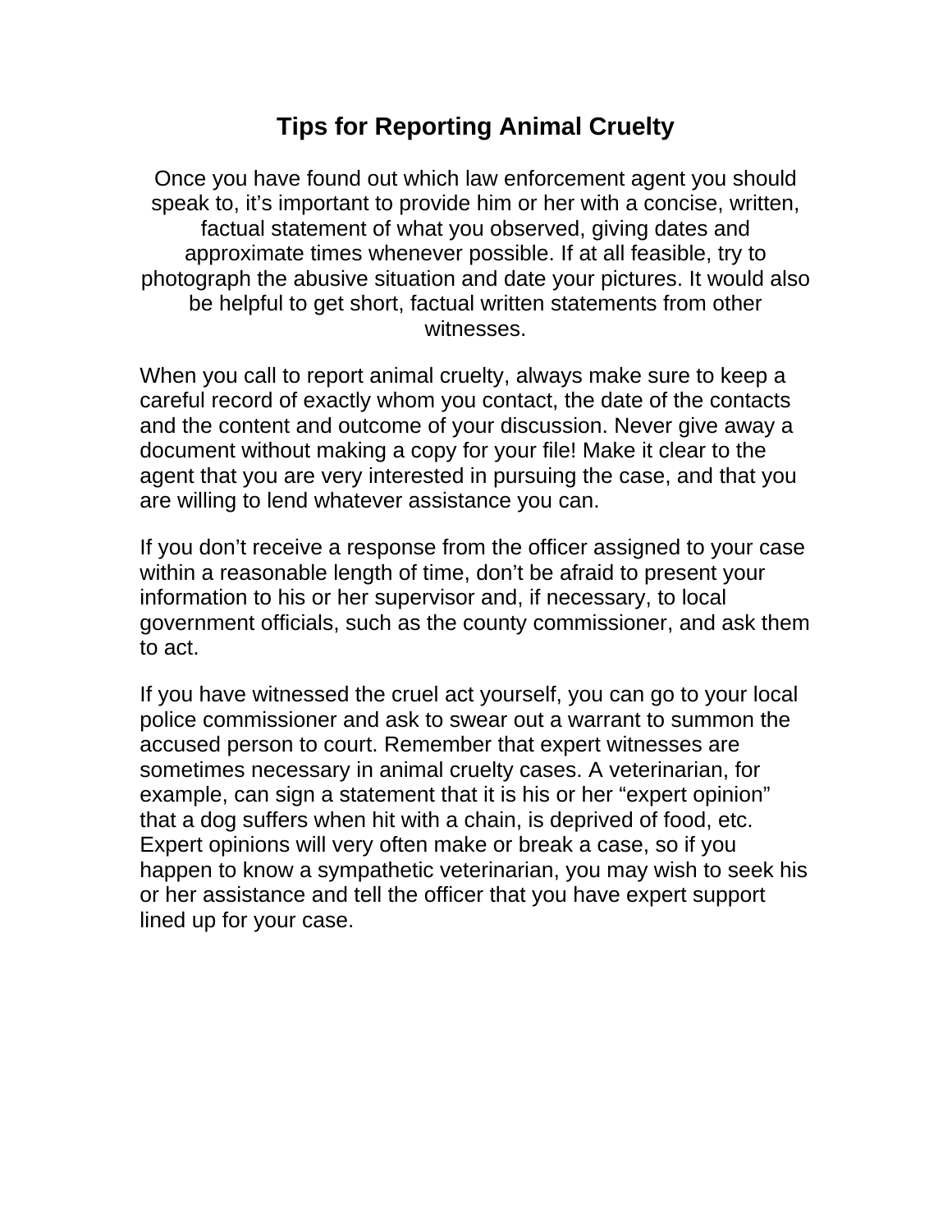# Tips for Reporting Animal Cruelty

Once you have found out which law enforcement agent you should speak to, it's important to provide him or her with a concise, written, factual statement of what you observed, giving dates and approximate times whenever possible. If at all feasible, try to photograph the abusive situation and date your pictures. It would also be helpful to get short, factual written statements from other witnesses.

When you call to report animal cruelty, always make sure to keep a careful record of exactly whom you contact, the date of the contacts and the content and outcome of your discussion. Never give away a document without making a copy for your file! Make it clear to the agent that you are very interested in pursuing the case, and that you are willing to lend whatever assistance you can.

If you don't receive a response from the officer assigned to your case within a reasonable length of time, don't be afraid to present your information to his or her supervisor and, if necessary, to local government officials, such as the county commissioner, and ask them to act.

If you have witnessed the cruel act yourself, you can go to your local police commissioner and ask to swear out a warrant to summon the accused person to court. Remember that expert witnesses are sometimes necessary in animal cruelty cases. A veterinarian, for example, can sign a statement that it is his or her "expert opinion" that a dog suffers when hit with a chain, is deprived of food, etc. Expert opinions will very often make or break a case, so if you happen to know a sympathetic veterinarian, you may wish to seek his or her assistance and tell the officer that you have expert support lined up for your case.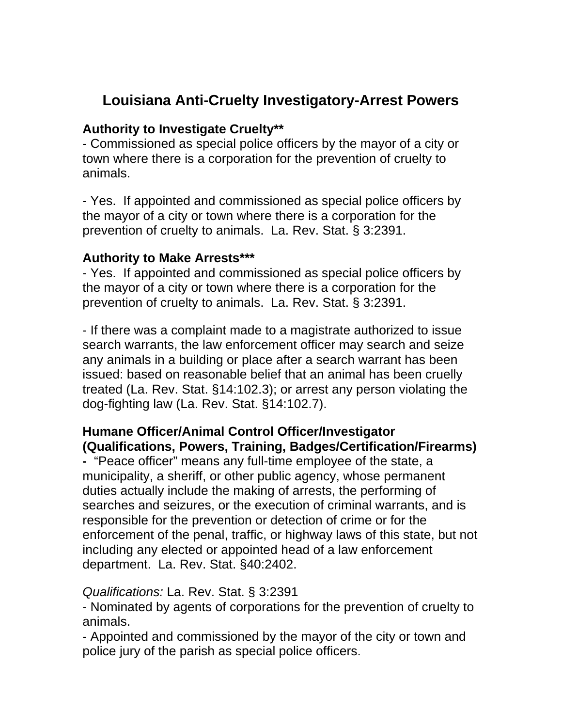# Louisiana Anti-Cruelty Investigatory-Arrest Powers

**Authority to Investigate Cruelty****

- Commissioned as special police officers by the mayor of a city or town where there is a corporation for the prevention of cruelty to animals.

- Yes. If appointed and commissioned as special police officers by the mayor of a city or town where there is a corporation for the prevention of cruelty to animals. La. Rev. Stat. § 3:2391.

**Authority to Make Arrests*****

- Yes. If appointed and commissioned as special police officers by the mayor of a city or town where there is a corporation for the prevention of cruelty to animals. La. Rev. Stat. § 3:2391.

- If there was a complaint made to a magistrate authorized to issue search warrants, the law enforcement officer may search and seize any animals in a building or place after a search warrant has been issued: based on reasonable belief that an animal has been cruelly treated (La. Rev. Stat. §14:102.3); or arrest any person violating the dog-fighting law (La. Rev. Stat. §14:102.7).

**Humane Officer/Animal Control Officer/Investigator (Qualifications, Powers, Training, Badges/Certification/Firearms)**

**-** "Peace officer" means any full-time employee of the state, a municipality, a sheriff, or other public agency, whose permanent duties actually include the making of arrests, the performing of searches and seizures, or the execution of criminal warrants, and is responsible for the prevention or detection of crime or for the enforcement of the penal, traffic, or highway laws of this state, but not including any elected or appointed head of a law enforcement department. La. Rev. Stat. §40:2402.

*Qualifications:* La. Rev. Stat. § 3:2391

- Nominated by agents of corporations for the prevention of cruelty to animals.
- Appointed and commissioned by the mayor of the city or town and police jury of the parish as special police officers.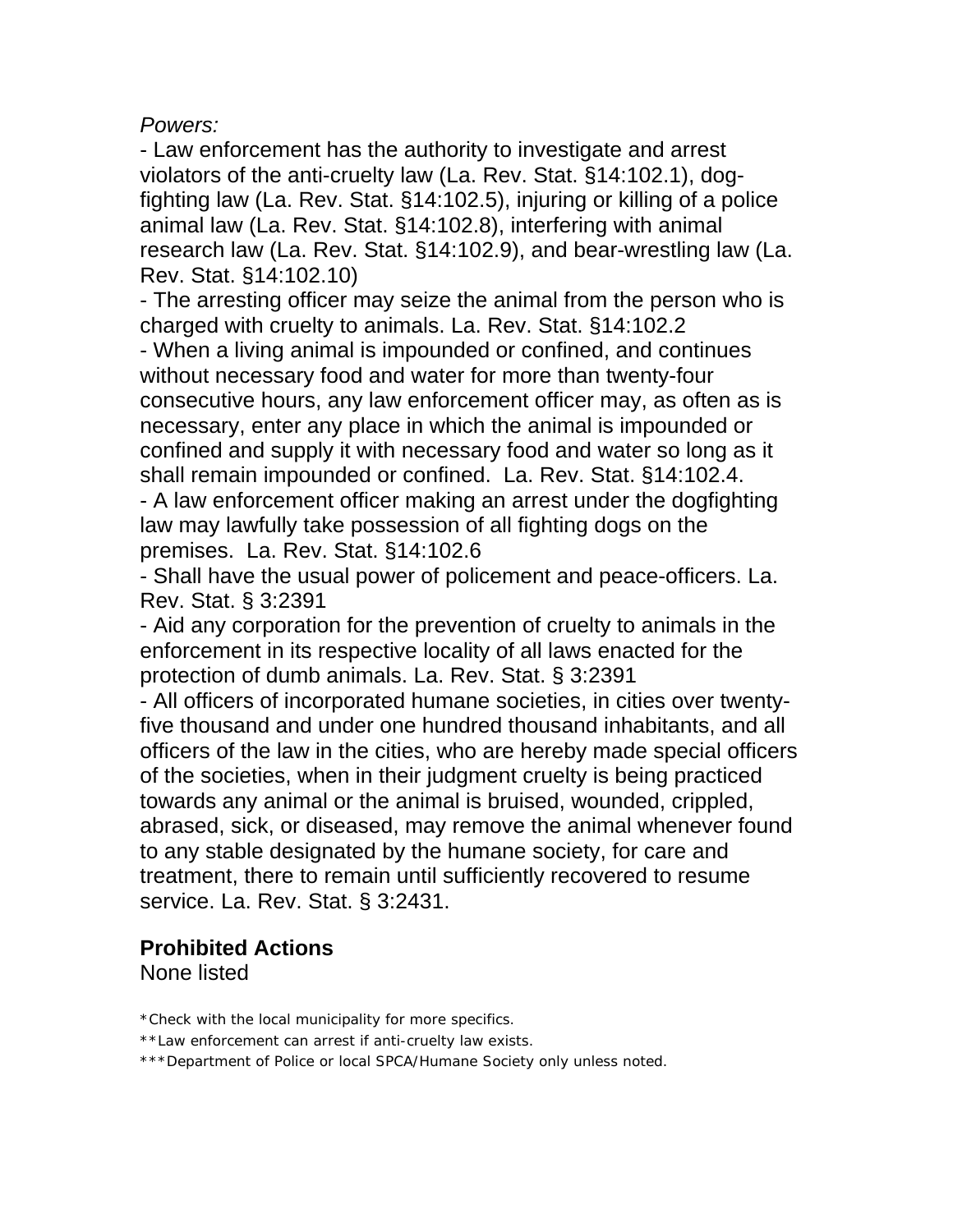*Powers:*

- Law enforcement has the authority to investigate and arrest violators of the anti-cruelty law (La. Rev. Stat. §14:102.1), dog-fighting law (La. Rev. Stat. §14:102.5), injuring or killing of a police animal law (La. Rev. Stat. §14:102.8), interfering with animal research law (La. Rev. Stat. §14:102.9), and bear-wrestling law (La. Rev. Stat. §14:102.10)
- The arresting officer may seize the animal from the person who is charged with cruelty to animals. La. Rev. Stat. §14:102.2
- When a living animal is impounded or confined, and continues without necessary food and water for more than twenty-four consecutive hours, any law enforcement officer may, as often as is necessary, enter any place in which the animal is impounded or confined and supply it with necessary food and water so long as it shall remain impounded or confined. La. Rev. Stat. §14:102.4.
- A law enforcement officer making an arrest under the dogfighting law may lawfully take possession of all fighting dogs on the premises. La. Rev. Stat. §14:102.6
- Shall have the usual power of policement and peace-officers. La. Rev. Stat. § 3:2391
- Aid any corporation for the prevention of cruelty to animals in the enforcement in its respective locality of all laws enacted for the protection of dumb animals. La. Rev. Stat. § 3:2391
- All officers of incorporated humane societies, in cities over twenty-five thousand and under one hundred thousand inhabitants, and all officers of the law in the cities, who are hereby made special officers of the societies, when in their judgment cruelty is being practiced towards any animal or the animal is bruised, wounded, crippled, abrased, sick, or diseased, may remove the animal whenever found to any stable designated by the humane society, for care and treatment, there to remain until sufficiently recovered to resume service. La. Rev. Stat. § 3:2431.

**Prohibited Actions**

None listed

*Check with the local municipality for more specifics.

**Law enforcement can arrest if anti-cruelty law exists.

***Department of Police or local SPCA/Humane Society only unless noted.